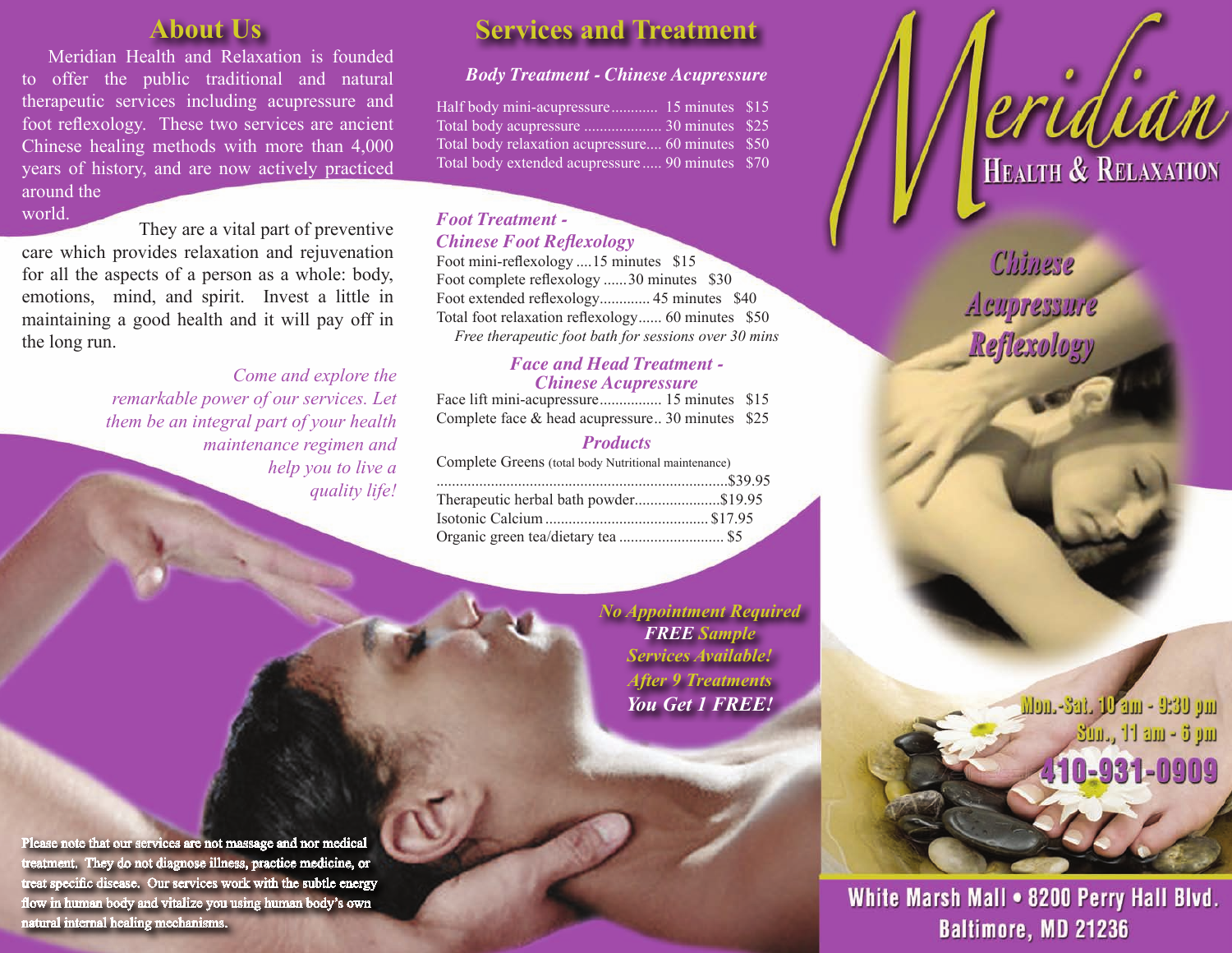## About Us

Meridian Health and Relaxation is founded to offer the public traditional and natural therapeutic services including acupressure and foot reflexology. These two services are ancient Chinese healing methods with more than 4,000 years of history, and are now actively practiced around the world. They are a vital part of preventive care which provides relaxation and rejuvenation for all the aspects of a person as a whole: body, emotions, mind, and spirit. Invest a little in maintaining a good health and it will pay off in the long run.

*Come and explore the remarkable power of our services. Let them be an integral part of your health maintenance regimen and help you to live a quality life!*

**Please note that our services are not massage and nor medical treatment. They do not diagnose illness, practice medicine, or treat specific disease. Our services work with the subtle energy flow in human body and vitalize you using human body's own natural internal healing mechanisms.**

## Services and Treatment

### *Body Treatment - Chinese Acupressure*

Half body mini-acupressure............ 15 minutes $15
Total body acupressure .................... 30 minutes $25
Total body relaxation acupressure.... 60 minutes $50
Total body extended acupressure..... 90 minutes $70

### *Foot Treatment - Chinese Foot Reflexology*

Foot mini-reflexology ....15 minutes $15
Foot complete reflexology ......30 minutes $30
Foot extended reflexology............. 45 minutes $40
Total foot relaxation reflexology...... 60 minutes $50
*Free therapeutic foot bath for sessions over 30 mins*

### *Face and Head Treatment - Chinese Acupressure*

Face lift mini-acupressure................ 15 minutes $15
Complete face & head acupressure.. 30 minutes $25

### *Products*

Complete Greens (total body Nutritional maintenance) ..........................................................................$39.95
Therapeutic herbal bath powder......................$19.95
Isotonic Calcium .......................................... $17.95
Organic green tea/dietary tea ........................... $5

*No Appointment Required*
***FREE** Sample Services Available!*
*After 9 Treatments*
***You Get 1 FREE!***

# Meridian
## Health & Relaxation

*Chinese Acupressure Reflexology*

**Mon.-Sat. 10 am - 9:30 pm**
**Sun., 11 am - 6 pm**
**410-931-0909**

**White Marsh Mall • 8200 Perry Hall Blvd.**
**Baltimore, MD 21236**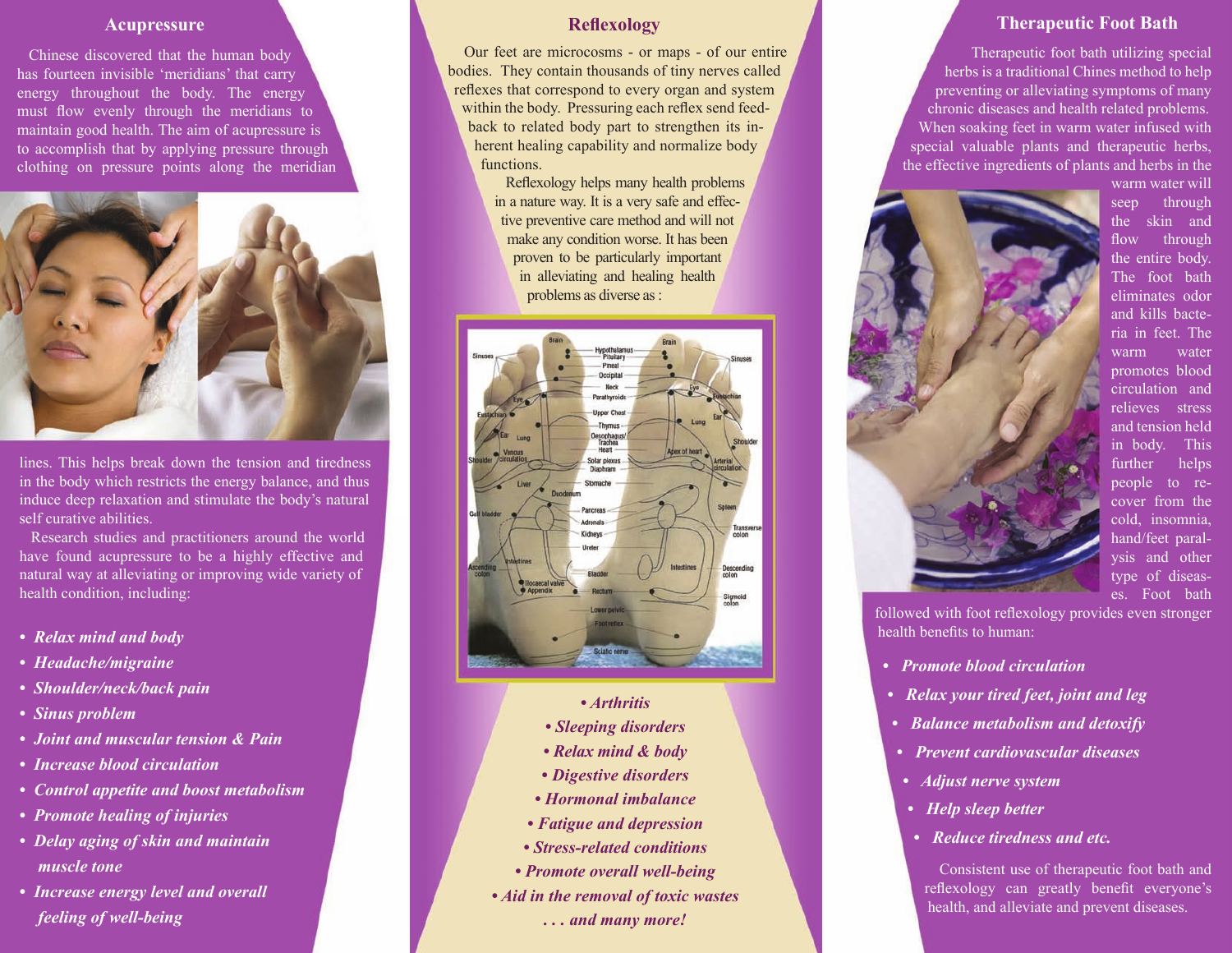## Acupressure

Chinese discovered that the human body has fourteen invisible 'meridians' that carry energy throughout the body. The energy must flow evenly through the meridians to maintain good health. The aim of acupressure is to accomplish that by applying pressure through clothing on pressure points along the meridian lines. This helps break down the tension and tiredness in the body which restricts the energy balance, and thus induce deep relaxation and stimulate the body's natural self curative abilities.

Research studies and practitioners around the world have found acupressure to be a highly effective and natural way at alleviating or improving wide variety of health condition, including:

- ***Relax mind and body***
- ***Headache/migraine***
- ***Shoulder/neck/back pain***
- ***Sinus problem***
- ***Joint and muscular tension & Pain***
- ***Increase blood circulation***
- ***Control appetite and boost metabolism***
- ***Promote healing of injuries***
- ***Delay aging of skin and maintain muscle tone***
- ***Increase energy level and overall feeling of well-being***

## Reflexology

Our feet are microcosms - or maps - of our entire bodies. They contain thousands of tiny nerves called reflexes that correspond to every organ and system within the body. Pressuring each reflex send feedback to related body part to strengthen its inherent healing capability and normalize body functions.

Reflexology helps many health problems in a nature way. It is a very safe and effective preventive care method and will not make any condition worse. It has been proven to be particularly important in alleviating and healing health problems as diverse as :

Brain
Hypothalamus
Pituitary
Pineal
Occipital
Neck
Parathyroids
Upper Chest
Thymus
Oesophagus/ Trachea
Heart
Solar plexus
Diaphram
Stomache
Pancreas
Adrenals
Kidneys
Ureter
Bladder
Rectum
Lower pelvic
Foot reflex
Sciatic nerve
Sinuses
Eye
Eustachian
Ear
Lung
Shoulder
Venous circulation
Arterial circulation
Apex of heart
Liver
Duodenum
Gall bladder
Spleen
Transverse colon
Ascending colon
Intestines
Descending colon
Ileocaecal valve
Appendix
Sigmoid colon

- ***Arthritis***
- ***Sleeping disorders***
- ***Relax mind & body***
- ***Digestive disorders***
- ***Hormonal imbalance***
- ***Fatigue and depression***
- ***Stress-related conditions***
- ***Promote overall well-being***
- ***Aid in the removal of toxic wastes***

***. . . and many more!***

## Therapeutic Foot Bath

Therapeutic foot bath utilizing special herbs is a traditional Chines method to help preventing or alleviating symptoms of many chronic diseases and health related problems. When soaking feet in warm water infused with special valuable plants and therapeutic herbs, the effective ingredients of plants and herbs in the warm water will seep through the skin and flow through the entire body. The foot bath eliminates odor and kills bacteria in feet. The warm water promotes blood circulation and relieves stress and tension held in body. This further helps people to recover from the cold, insomnia, hand/feet paralysis and other type of diseases. Foot bath followed with foot reflexology provides even stronger health benefits to human:

- ***Promote blood circulation***
- ***Relax your tired feet, joint and leg***
- ***Balance metabolism and detoxify***
- ***Prevent cardiovascular diseases***
- ***Adjust nerve system***
- ***Help sleep better***
- ***Reduce tiredness and etc.***

Consistent use of therapeutic foot bath and reflexology can greatly benefit everyone's health, and alleviate and prevent diseases.